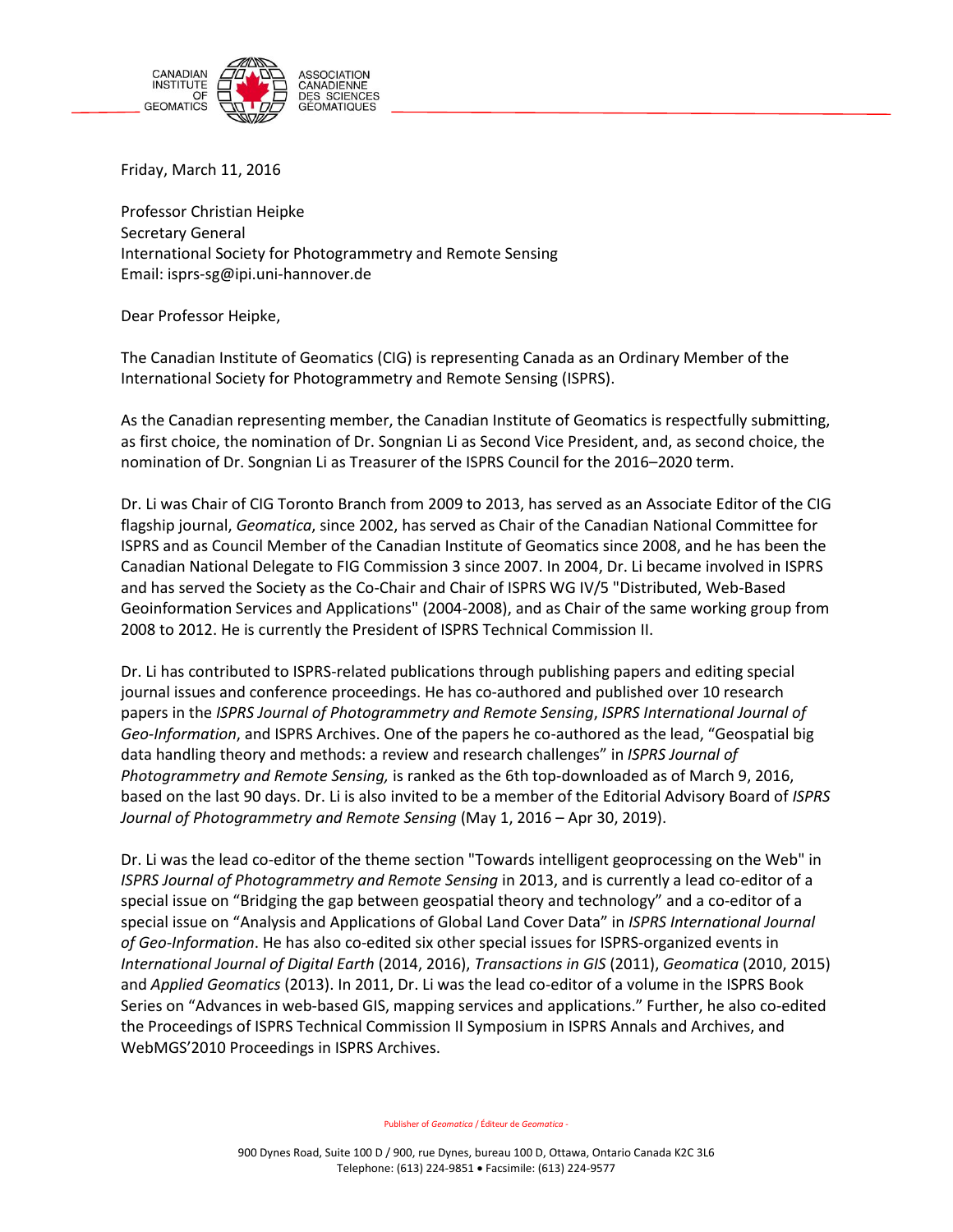CANADIAN INSTITUTE OF GEOMATICS / ASSOCIATION CANADIENNE DES SCIENCES GÉOMATIQUES

Friday, March 11, 2016

Professor Christian Heipke
Secretary General
International Society for Photogrammetry and Remote Sensing
Email: isprs-sg@ipi.uni-hannover.de

Dear Professor Heipke,

The Canadian Institute of Geomatics (CIG) is representing Canada as an Ordinary Member of the International Society for Photogrammetry and Remote Sensing (ISPRS).

As the Canadian representing member, the Canadian Institute of Geomatics is respectfully submitting, as first choice, the nomination of Dr. Songnian Li as Second Vice President, and, as second choice, the nomination of Dr. Songnian Li as Treasurer of the ISPRS Council for the 2016–2020 term.

Dr. Li was Chair of CIG Toronto Branch from 2009 to 2013, has served as an Associate Editor of the CIG flagship journal, *Geomatica*, since 2002, has served as Chair of the Canadian National Committee for ISPRS and as Council Member of the Canadian Institute of Geomatics since 2008, and he has been the Canadian National Delegate to FIG Commission 3 since 2007. In 2004, Dr. Li became involved in ISPRS and has served the Society as the Co-Chair and Chair of ISPRS WG IV/5 "Distributed, Web-Based Geoinformation Services and Applications" (2004-2008), and as Chair of the same working group from 2008 to 2012. He is currently the President of ISPRS Technical Commission II.

Dr. Li has contributed to ISPRS-related publications through publishing papers and editing special journal issues and conference proceedings. He has co-authored and published over 10 research papers in the *ISPRS Journal of Photogrammetry and Remote Sensing*, *ISPRS International Journal of Geo-Information*, and ISPRS Archives. One of the papers he co-authored as the lead, "Geospatial big data handling theory and methods: a review and research challenges" in *ISPRS Journal of Photogrammetry and Remote Sensing,* is ranked as the 6th top-downloaded as of March 9, 2016, based on the last 90 days. Dr. Li is also invited to be a member of the Editorial Advisory Board of *ISPRS Journal of Photogrammetry and Remote Sensing* (May 1, 2016 – Apr 30, 2019).

Dr. Li was the lead co-editor of the theme section "Towards intelligent geoprocessing on the Web" in *ISPRS Journal of Photogrammetry and Remote Sensing* in 2013, and is currently a lead co-editor of a special issue on "Bridging the gap between geospatial theory and technology" and a co-editor of a special issue on "Analysis and Applications of Global Land Cover Data" in *ISPRS International Journal of Geo-Information*. He has also co-edited six other special issues for ISPRS-organized events in *International Journal of Digital Earth* (2014, 2016), *Transactions in GIS* (2011), *Geomatica* (2010, 2015) and *Applied Geomatics* (2013). In 2011, Dr. Li was the lead co-editor of a volume in the ISPRS Book Series on "Advances in web-based GIS, mapping services and applications." Further, he also co-edited the Proceedings of ISPRS Technical Commission II Symposium in ISPRS Annals and Archives, and WebMGS'2010 Proceedings in ISPRS Archives.

Publisher of *Geomatica* / Éditeur de *Geomatica* -

900 Dynes Road, Suite 100 D / 900, rue Dynes, bureau 100 D, Ottawa, Ontario Canada K2C 3L6
Telephone: (613) 224-9851 • Facsimile: (613) 224-9577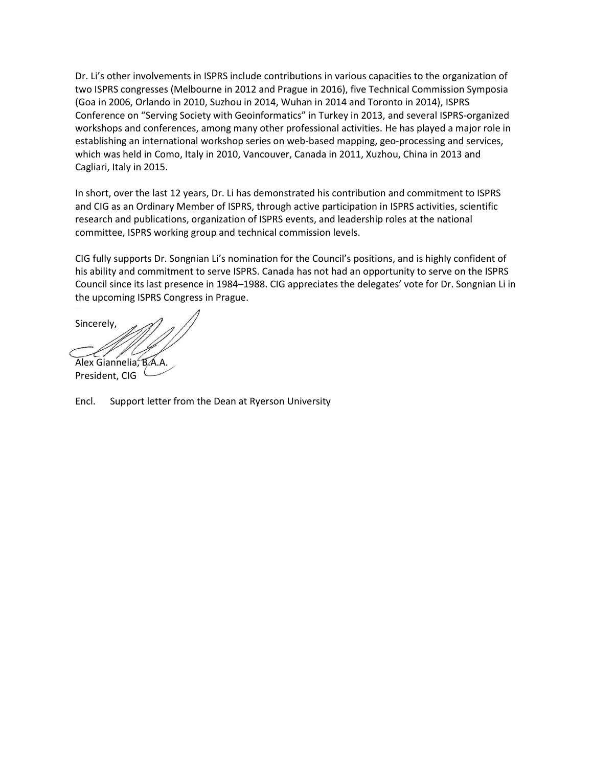Dr. Li's other involvements in ISPRS include contributions in various capacities to the organization of two ISPRS congresses (Melbourne in 2012 and Prague in 2016), five Technical Commission Symposia (Goa in 2006, Orlando in 2010, Suzhou in 2014, Wuhan in 2014 and Toronto in 2014), ISPRS Conference on "Serving Society with Geoinformatics" in Turkey in 2013, and several ISPRS-organized workshops and conferences, among many other professional activities. He has played a major role in establishing an international workshop series on web-based mapping, geo-processing and services, which was held in Como, Italy in 2010, Vancouver, Canada in 2011, Xuzhou, China in 2013 and Cagliari, Italy in 2015.

In short, over the last 12 years, Dr. Li has demonstrated his contribution and commitment to ISPRS and CIG as an Ordinary Member of ISPRS, through active participation in ISPRS activities, scientific research and publications, organization of ISPRS events, and leadership roles at the national committee, ISPRS working group and technical commission levels.

CIG fully supports Dr. Songnian Li's nomination for the Council's positions, and is highly confident of his ability and commitment to serve ISPRS. Canada has not had an opportunity to serve on the ISPRS Council since its last presence in 1984–1988. CIG appreciates the delegates' vote for Dr. Songnian Li in the upcoming ISPRS Congress in Prague.

Sincerely,

Alex Giannelia, B.A.A.
President, CIG

Encl. Support letter from the Dean at Ryerson University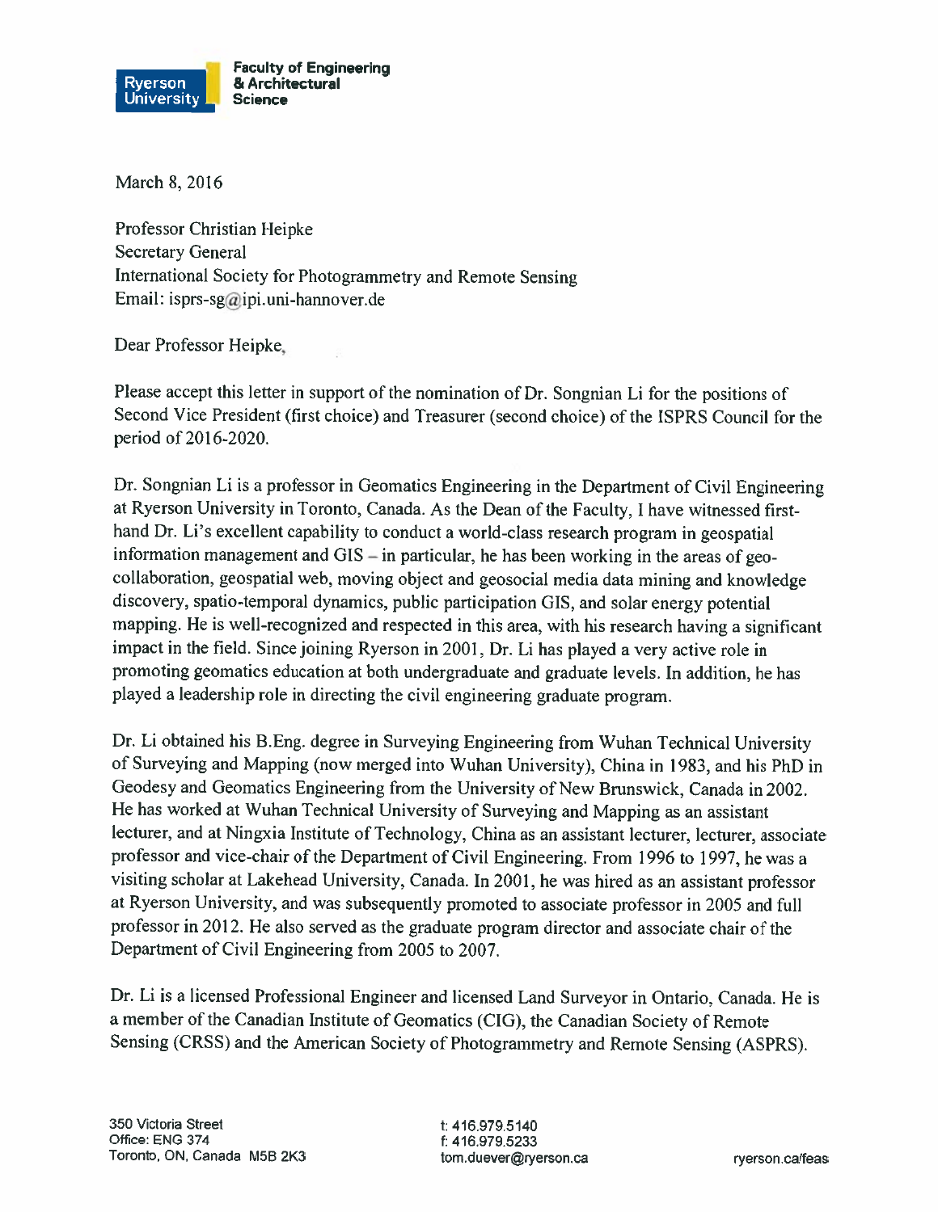Ryerson University

**Faculty of Engineering & Architectural Science**

March 8, 2016

Professor Christian Heipke
Secretary General
International Society for Photogrammetry and Remote Sensing
Email: isprs-sg@ipi.uni-hannover.de

Dear Professor Heipke,

Please accept this letter in support of the nomination of Dr. Songnian Li for the positions of Second Vice President (first choice) and Treasurer (second choice) of the ISPRS Council for the period of 2016-2020.

Dr. Songnian Li is a professor in Geomatics Engineering in the Department of Civil Engineering at Ryerson University in Toronto, Canada. As the Dean of the Faculty, I have witnessed first-hand Dr. Li's excellent capability to conduct a world-class research program in geospatial information management and GIS – in particular, he has been working in the areas of geo-collaboration, geospatial web, moving object and geosocial media data mining and knowledge discovery, spatio-temporal dynamics, public participation GIS, and solar energy potential mapping. He is well-recognized and respected in this area, with his research having a significant impact in the field. Since joining Ryerson in 2001, Dr. Li has played a very active role in promoting geomatics education at both undergraduate and graduate levels. In addition, he has played a leadership role in directing the civil engineering graduate program.

Dr. Li obtained his B.Eng. degree in Surveying Engineering from Wuhan Technical University of Surveying and Mapping (now merged into Wuhan University), China in 1983, and his PhD in Geodesy and Geomatics Engineering from the University of New Brunswick, Canada in 2002. He has worked at Wuhan Technical University of Surveying and Mapping as an assistant lecturer, and at Ningxia Institute of Technology, China as an assistant lecturer, lecturer, associate professor and vice-chair of the Department of Civil Engineering. From 1996 to 1997, he was a visiting scholar at Lakehead University, Canada. In 2001, he was hired as an assistant professor at Ryerson University, and was subsequently promoted to associate professor in 2005 and full professor in 2012. He also served as the graduate program director and associate chair of the Department of Civil Engineering from 2005 to 2007.

Dr. Li is a licensed Professional Engineer and licensed Land Surveyor in Ontario, Canada. He is a member of the Canadian Institute of Geomatics (CIG), the Canadian Society of Remote Sensing (CRSS) and the American Society of Photogrammetry and Remote Sensing (ASPRS).

350 Victoria Street
Office: ENG 374
Toronto, ON, Canada M5B 2K3

t: 416.979.5140
f: 416.979.5233
tom.duever@ryerson.ca

ryerson.ca/feas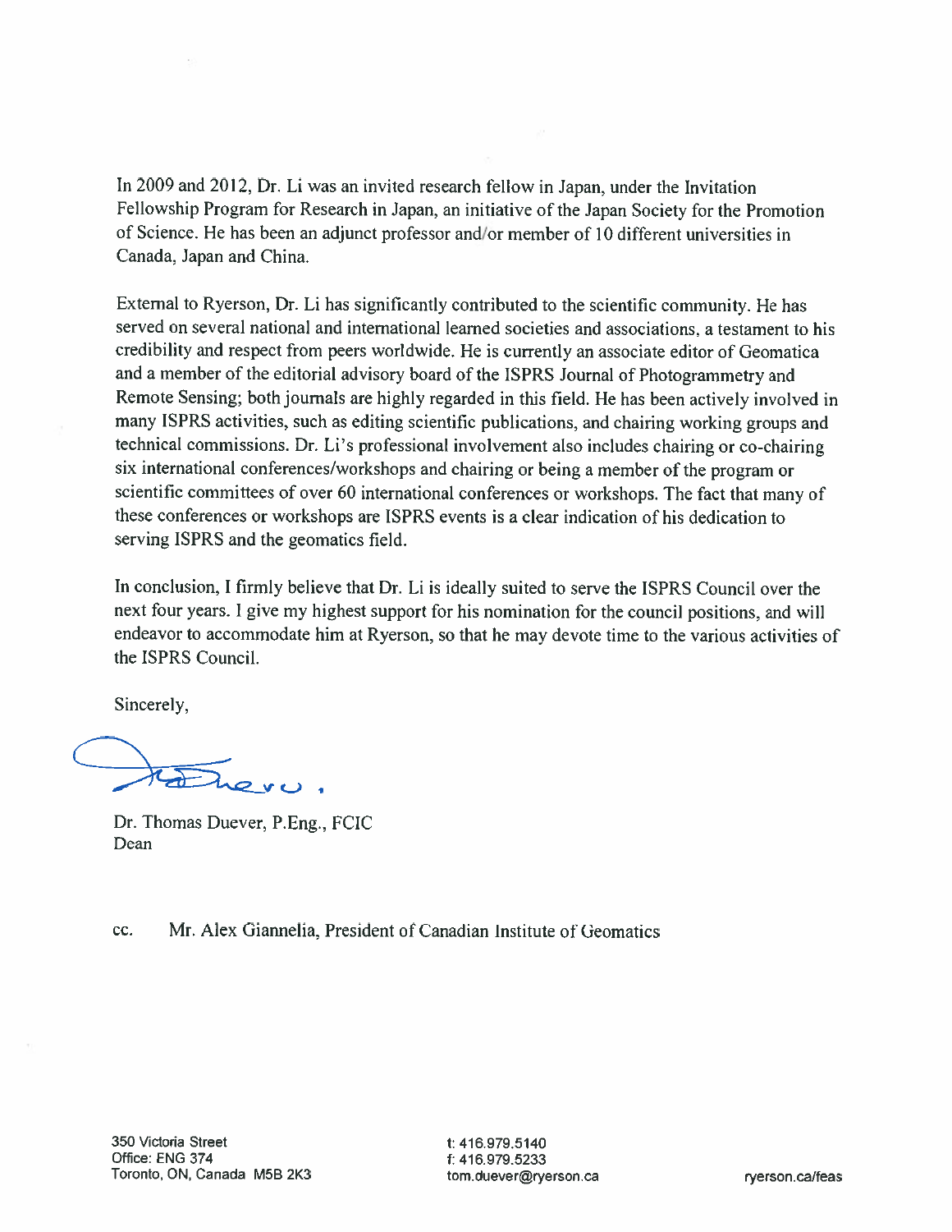In 2009 and 2012, Dr. Li was an invited research fellow in Japan, under the Invitation Fellowship Program for Research in Japan, an initiative of the Japan Society for the Promotion of Science. He has been an adjunct professor and/or member of 10 different universities in Canada, Japan and China.

External to Ryerson, Dr. Li has significantly contributed to the scientific community. He has served on several national and international learned societies and associations, a testament to his credibility and respect from peers worldwide. He is currently an associate editor of Geomatica and a member of the editorial advisory board of the ISPRS Journal of Photogrammetry and Remote Sensing; both journals are highly regarded in this field. He has been actively involved in many ISPRS activities, such as editing scientific publications, and chairing working groups and technical commissions. Dr. Li's professional involvement also includes chairing or co-chairing six international conferences/workshops and chairing or being a member of the program or scientific committees of over 60 international conferences or workshops. The fact that many of these conferences or workshops are ISPRS events is a clear indication of his dedication to serving ISPRS and the geomatics field.

In conclusion, I firmly believe that Dr. Li is ideally suited to serve the ISPRS Council over the next four years. I give my highest support for his nomination for the council positions, and will endeavor to accommodate him at Ryerson, so that he may devote time to the various activities of the ISPRS Council.

Sincerely,

Dr. Thomas Duever, P.Eng., FCIC
Dean

cc. Mr. Alex Giannelia, President of Canadian Institute of Geomatics

350 Victoria Street
Office: ENG 374
Toronto, ON, Canada M5B 2K3

t: 416.979.5140
f: 416.979.5233
tom.duever@ryerson.ca

ryerson.ca/feas